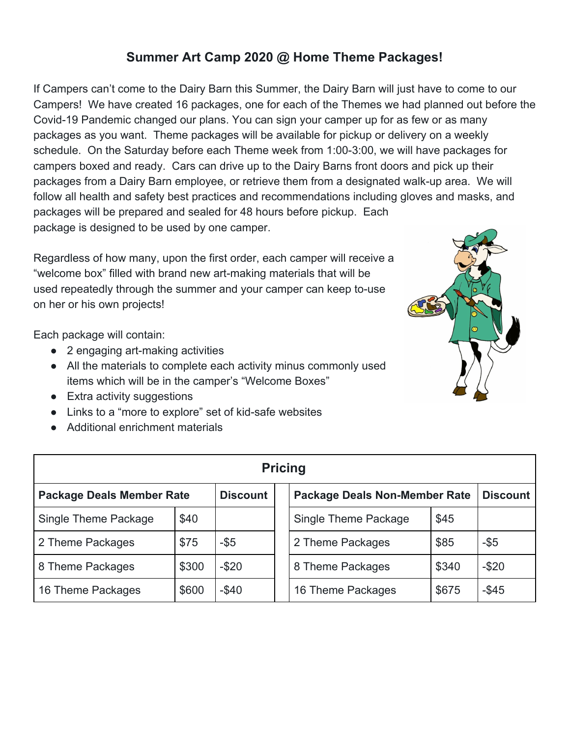## Summer Art Camp 2020 @ Home Theme Packages!

If Campers can't come to the Dairy Barn this Summer, the Dairy Barn will just have to come to our Campers! We have created 16 packages, one for each of the Themes we had planned out before the Covid-19 Pandemic changed our plans. You can sign your camper up for as few or as many packages as you want. Theme packages will be available for pickup or delivery on a weekly schedule. On the Saturday before each Theme week from 1:00-3:00, we will have packages for campers boxed and ready. Cars can drive up to the Dairy Barns front doors and pick up their packages from a Dairy Barn employee, or retrieve them from a designated walk-up area. We will follow all health and safety best practices and recommendations including gloves and masks, and packages will be prepared and sealed for 48 hours before pickup. Each package is designed to be used by one camper.

Regardless of how many, upon the first order, each camper will receive a "welcome box" filled with brand new art-making materials that will be used repeatedly through the summer and your camper can keep to-use on her or his own projects!

Each package will contain:

- 2 engaging art-making activities
- All the materials to complete each activity minus commonly used items which will be in the camper's "Welcome Boxes"
- Extra activity suggestions
- Links to a "more to explore" set of kid-safe websites
- Additional enrichment materials

| **Pricing** | | | | | | |
|---|---|---|---|---|---|---|
| **Package Deals Member Rate** | | **Discount** | | **Package Deals Non-Member Rate** | | **Discount** |
| Single Theme Package | $40 | | | Single Theme Package | $45 | |
| 2 Theme Packages | $75 | -$5 | | 2 Theme Packages | $85 | -$5 |
| 8 Theme Packages | $300 | -$20 | | 8 Theme Packages | $340 | -$20 |
| 16 Theme Packages | $600 | -$40 | | 16 Theme Packages | $675 | -$45 |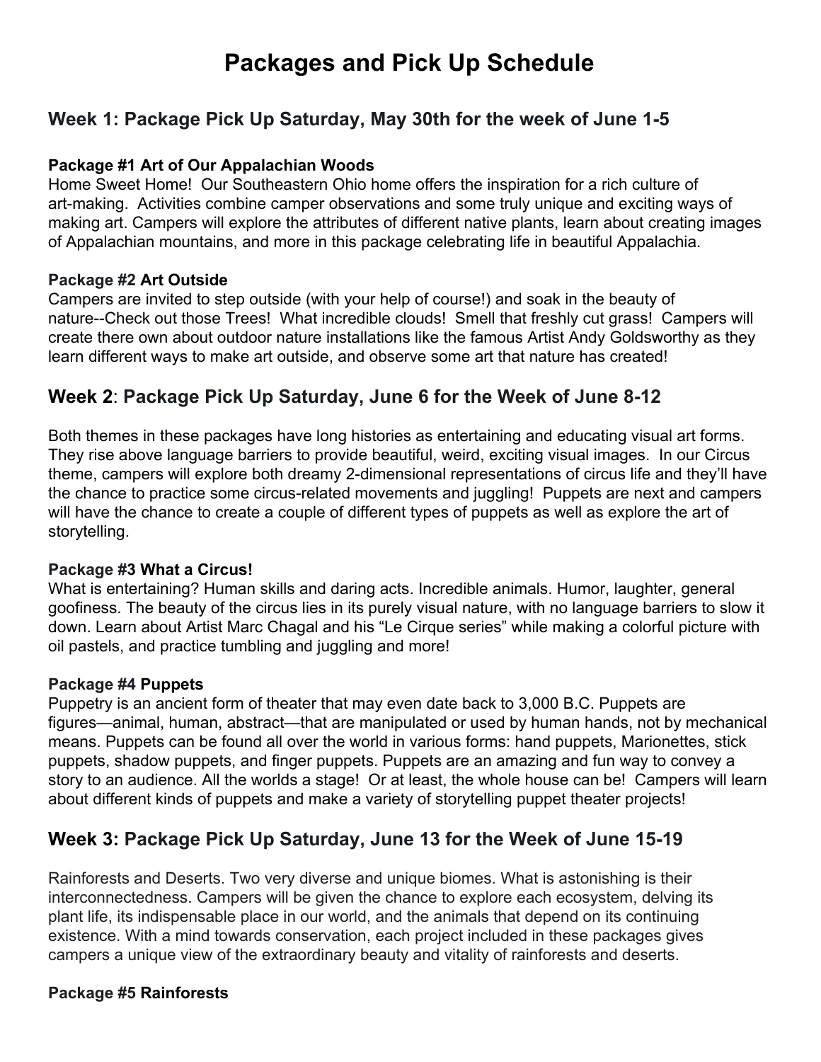# Packages and Pick Up Schedule

## Week 1: Package Pick Up Saturday, May 30th for the week of June 1-5

### Package #1 Art of Our Appalachian Woods

Home Sweet Home! Our Southeastern Ohio home offers the inspiration for a rich culture of art-making. Activities combine camper observations and some truly unique and exciting ways of making art. Campers will explore the attributes of different native plants, learn about creating images of Appalachian mountains, and more in this package celebrating life in beautiful Appalachia.

### Package #2 Art Outside

Campers are invited to step outside (with your help of course!) and soak in the beauty of nature--Check out those Trees! What incredible clouds! Smell that freshly cut grass! Campers will create there own about outdoor nature installations like the famous Artist Andy Goldsworthy as they learn different ways to make art outside, and observe some art that nature has created!

## Week 2: Package Pick Up Saturday, June 6 for the Week of June 8-12

Both themes in these packages have long histories as entertaining and educating visual art forms. They rise above language barriers to provide beautiful, weird, exciting visual images. In our Circus theme, campers will explore both dreamy 2-dimensional representations of circus life and they'll have the chance to practice some circus-related movements and juggling! Puppets are next and campers will have the chance to create a couple of different types of puppets as well as explore the art of storytelling.

### Package #3 What a Circus!

What is entertaining? Human skills and daring acts. Incredible animals. Humor, laughter, general goofiness. The beauty of the circus lies in its purely visual nature, with no language barriers to slow it down. Learn about Artist Marc Chagal and his "Le Cirque series" while making a colorful picture with oil pastels, and practice tumbling and juggling and more!

### Package #4 Puppets

Puppetry is an ancient form of theater that may even date back to 3,000 B.C. Puppets are figures—animal, human, abstract—that are manipulated or used by human hands, not by mechanical means. Puppets can be found all over the world in various forms: hand puppets, Marionettes, stick puppets, shadow puppets, and finger puppets. Puppets are an amazing and fun way to convey a story to an audience. All the worlds a stage! Or at least, the whole house can be! Campers will learn about different kinds of puppets and make a variety of storytelling puppet theater projects!

## Week 3: Package Pick Up Saturday, June 13 for the Week of June 15-19

Rainforests and Deserts. Two very diverse and unique biomes. What is astonishing is their interconnectedness. Campers will be given the chance to explore each ecosystem, delving its plant life, its indispensable place in our world, and the animals that depend on its continuing existence. With a mind towards conservation, each project included in these packages gives campers a unique view of the extraordinary beauty and vitality of rainforests and deserts.

### Package #5 Rainforests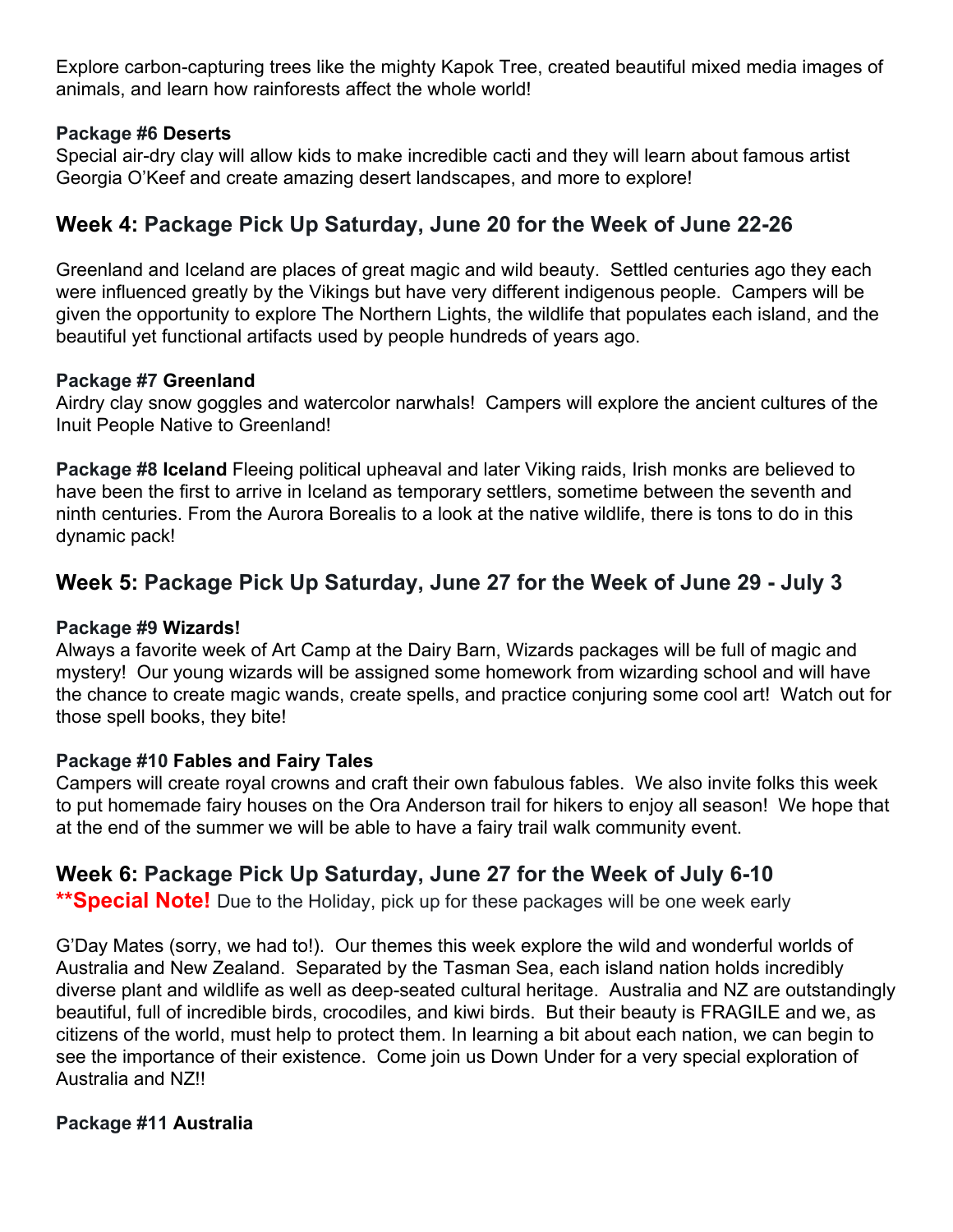Explore carbon-capturing trees like the mighty Kapok Tree, created beautiful mixed media images of animals, and learn how rainforests affect the whole world!

**Package #6 Deserts**
Special air-dry clay will allow kids to make incredible cacti and they will learn about famous artist Georgia O'Keef and create amazing desert landscapes, and more to explore!

## Week 4: Package Pick Up Saturday, June 20 for the Week of June 22-26

Greenland and Iceland are places of great magic and wild beauty. Settled centuries ago they each were influenced greatly by the Vikings but have very different indigenous people. Campers will be given the opportunity to explore The Northern Lights, the wildlife that populates each island, and the beautiful yet functional artifacts used by people hundreds of years ago.

**Package #7 Greenland**
Airdry clay snow goggles and watercolor narwhals! Campers will explore the ancient cultures of the Inuit People Native to Greenland!

**Package #8 Iceland** Fleeing political upheaval and later Viking raids, Irish monks are believed to have been the first to arrive in Iceland as temporary settlers, sometime between the seventh and ninth centuries. From the Aurora Borealis to a look at the native wildlife, there is tons to do in this dynamic pack!

## Week 5: Package Pick Up Saturday, June 27 for the Week of June 29 - July 3

**Package #9 Wizards!**
Always a favorite week of Art Camp at the Dairy Barn, Wizards packages will be full of magic and mystery! Our young wizards will be assigned some homework from wizarding school and will have the chance to create magic wands, create spells, and practice conjuring some cool art! Watch out for those spell books, they bite!

**Package #10 Fables and Fairy Tales**
Campers will create royal crowns and craft their own fabulous fables. We also invite folks this week to put homemade fairy houses on the Ora Anderson trail for hikers to enjoy all season! We hope that at the end of the summer we will be able to have a fairy trail walk community event.

## Week 6: Package Pick Up Saturday, June 27 for the Week of July 6-10

**\*\*Special Note!** Due to the Holiday, pick up for these packages will be one week early

G'Day Mates (sorry, we had to!). Our themes this week explore the wild and wonderful worlds of Australia and New Zealand. Separated by the Tasman Sea, each island nation holds incredibly diverse plant and wildlife as well as deep-seated cultural heritage. Australia and NZ are outstandingly beautiful, full of incredible birds, crocodiles, and kiwi birds. But their beauty is FRAGILE and we, as citizens of the world, must help to protect them. In learning a bit about each nation, we can begin to see the importance of their existence. Come join us Down Under for a very special exploration of Australia and NZ!!

**Package #11 Australia**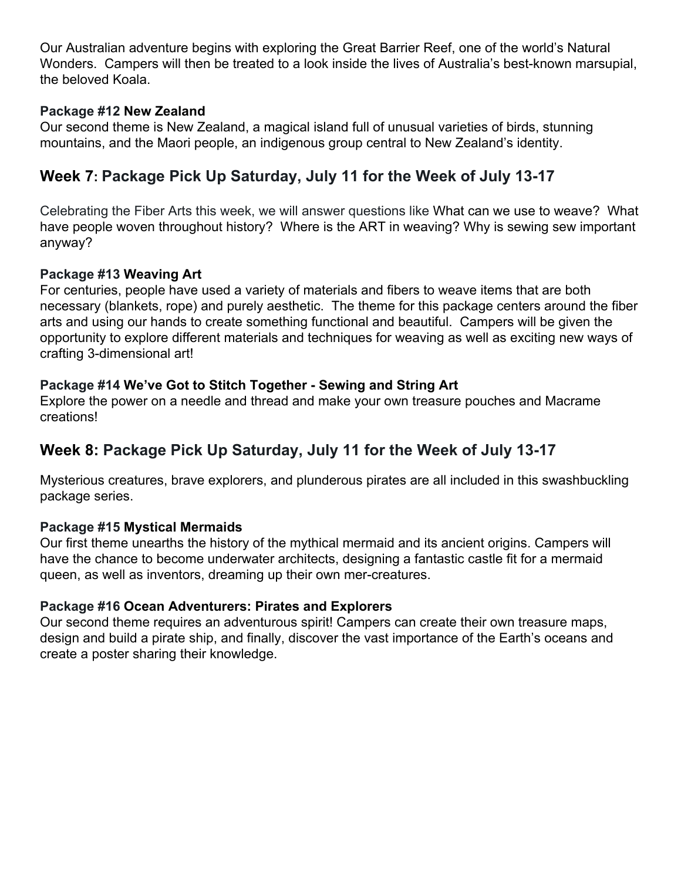Our Australian adventure begins with exploring the Great Barrier Reef, one of the world's Natural Wonders. Campers will then be treated to a look inside the lives of Australia's best-known marsupial, the beloved Koala.

#### Package #12 New Zealand

Our second theme is New Zealand, a magical island full of unusual varieties of birds, stunning mountains, and the Maori people, an indigenous group central to New Zealand's identity.

## Week 7: Package Pick Up Saturday, July 11 for the Week of July 13-17

Celebrating the Fiber Arts this week, we will answer questions like What can we use to weave? What have people woven throughout history? Where is the ART in weaving? Why is sewing sew important anyway?

#### Package #13 Weaving Art

For centuries, people have used a variety of materials and fibers to weave items that are both necessary (blankets, rope) and purely aesthetic. The theme for this package centers around the fiber arts and using our hands to create something functional and beautiful. Campers will be given the opportunity to explore different materials and techniques for weaving as well as exciting new ways of crafting 3-dimensional art!

#### Package #14 We've Got to Stitch Together - Sewing and String Art

Explore the power on a needle and thread and make your own treasure pouches and Macrame creations!

## Week 8: Package Pick Up Saturday, July 11 for the Week of July 13-17

Mysterious creatures, brave explorers, and plunderous pirates are all included in this swashbuckling package series.

#### Package #15 Mystical Mermaids

Our first theme unearths the history of the mythical mermaid and its ancient origins. Campers will have the chance to become underwater architects, designing a fantastic castle fit for a mermaid queen, as well as inventors, dreaming up their own mer-creatures.

#### Package #16 Ocean Adventurers: Pirates and Explorers

Our second theme requires an adventurous spirit! Campers can create their own treasure maps, design and build a pirate ship, and finally, discover the vast importance of the Earth's oceans and create a poster sharing their knowledge.